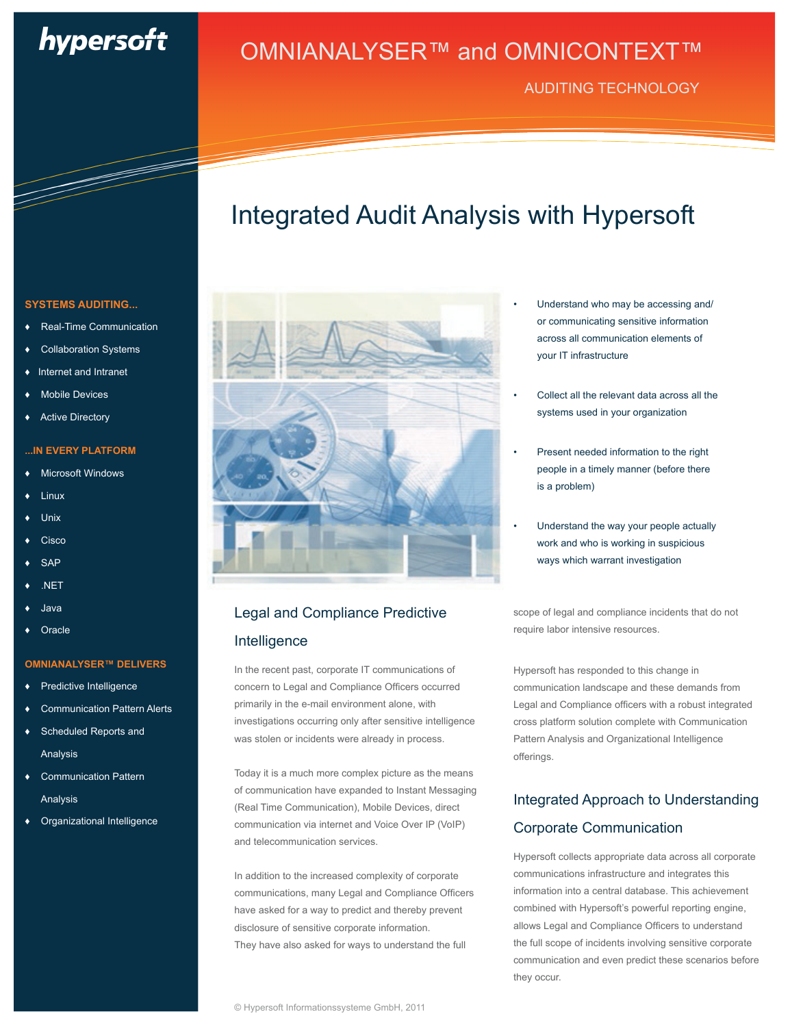hypersoft

# OMNIANALYSER™ and OMNICONTEXT™

AUDITING TECHNOLOGY

# Integrated Audit Analysis with Hypersoft

**SYSTEMS AUDITING...**

- Real-Time Communication
- Collaboration Systems
- Internet and Intranet
- Mobile Devices
- Active Directory

**...IN EVERY PLATFORM**

- Microsoft Windows
- Linux
- Unix
- Cisco
- SAP
- .NET
- Java
- Oracle

**OMNIANALYSER™ DELIVERS**

- Predictive Intelligence
- Communication Pattern Alerts
- Scheduled Reports and Analysis
- Communication Pattern Analysis
- Organizational Intelligence

---

- Understand who may be accessing and/ or communicating sensitive information across all communication elements of your IT infrastructure
- Collect all the relevant data across all the systems used in your organization
- Present needed information to the right people in a timely manner (before there is a problem)
- Understand the way your people actually work and who is working in suspicious ways which warrant investigation

## Legal and Compliance Predictive Intelligence

In the recent past, corporate IT communications of concern to Legal and Compliance Officers occurred primarily in the e-mail environment alone, with investigations occurring only after sensitive intelligence was stolen or incidents were already in process.

Today it is a much more complex picture as the means of communication have expanded to Instant Messaging (Real Time Communication), Mobile Devices, direct communication via internet and Voice Over IP (VoIP) and telecommunication services.

In addition to the increased complexity of corporate communications, many Legal and Compliance Officers have asked for a way to predict and thereby prevent disclosure of sensitive corporate information. They have also asked for ways to understand the full scope of legal and compliance incidents that do not require labor intensive resources.

Hypersoft has responded to this change in communication landscape and these demands from Legal and Compliance officers with a robust integrated cross platform solution complete with Communication Pattern Analysis and Organizational Intelligence offerings.

## Integrated Approach to Understanding Corporate Communication

Hypersoft collects appropriate data across all corporate communications infrastructure and integrates this information into a central database. This achievement combined with Hypersoft's powerful reporting engine, allows Legal and Compliance Officers to understand the full scope of incidents involving sensitive corporate communication and even predict these scenarios before they occur.

© Hypersoft Informationssysteme GmbH, 2011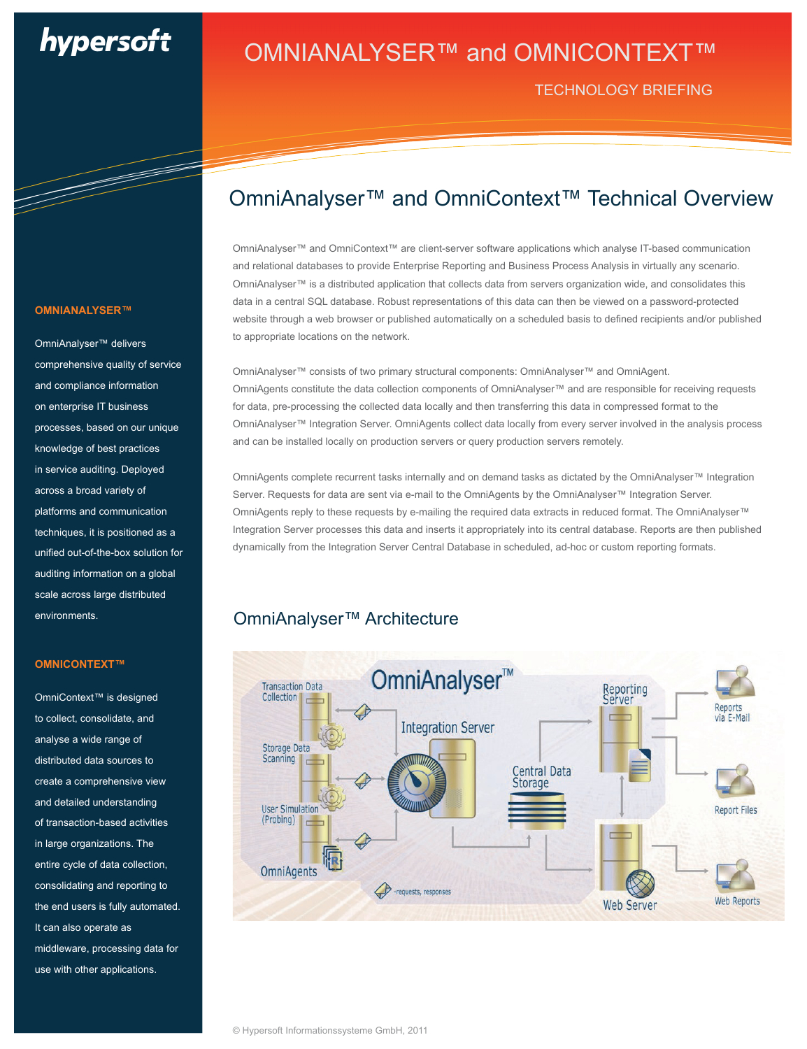# OMNIANALYSER™ and OMNICONTEXT™

TECHNOLOGY BRIEFING

## OmniAnalyser™ and OmniContext™ Technical Overview

OmniAnalyser™ and OmniContext™ are client-server software applications which analyse IT-based communication and relational databases to provide Enterprise Reporting and Business Process Analysis in virtually any scenario. OmniAnalyser™ is a distributed application that collects data from servers organization wide, and consolidates this data in a central SQL database. Robust representations of this data can then be viewed on a password-protected website through a web browser or published automatically on a scheduled basis to defined recipients and/or published to appropriate locations on the network.

OmniAnalyser™ consists of two primary structural components: OmniAnalyser™ and OmniAgent. OmniAgents constitute the data collection components of OmniAnalyser™ and are responsible for receiving requests for data, pre-processing the collected data locally and then transferring this data in compressed format to the OmniAnalyser™ Integration Server. OmniAgents collect data locally from every server involved in the analysis process and can be installed locally on production servers or query production servers remotely.

OmniAgents complete recurrent tasks internally and on demand tasks as dictated by the OmniAnalyser™ Integration Server. Requests for data are sent via e-mail to the OmniAgents by the OmniAnalyser™ Integration Server. OmniAgents reply to these requests by e-mailing the required data extracts in reduced format. The OmniAnalyser™ Integration Server processes this data and inserts it appropriately into its central database. Reports are then published dynamically from the Integration Server Central Database in scheduled, ad-hoc or custom reporting formats.

## OmniAnalyser™ Architecture

OmniAnalyser™ | Transaction Data Collection | Storage Data Scanning | User Simulation (Probing) | OmniAgents | Integration Server | Central Data Storage | Reporting Server | Web Server | Reports via E-Mail | Report Files | Web Reports | -requests, responses

### OMNIANALYSER™

OmniAnalyser™ delivers comprehensive quality of service and compliance information on enterprise IT business processes, based on our unique knowledge of best practices in service auditing. Deployed across a broad variety of platforms and communication techniques, it is positioned as a unified out-of-the-box solution for auditing information on a global scale across large distributed environments.

### OMNICONTEXT™

OmniContext™ is designed to collect, consolidate, and analyse a wide range of distributed data sources to create a comprehensive view and detailed understanding of transaction-based activities in large organizations. The entire cycle of data collection, consolidating and reporting to the end users is fully automated. It can also operate as middleware, processing data for use with other applications.

© Hypersoft Informationssysteme GmbH, 2011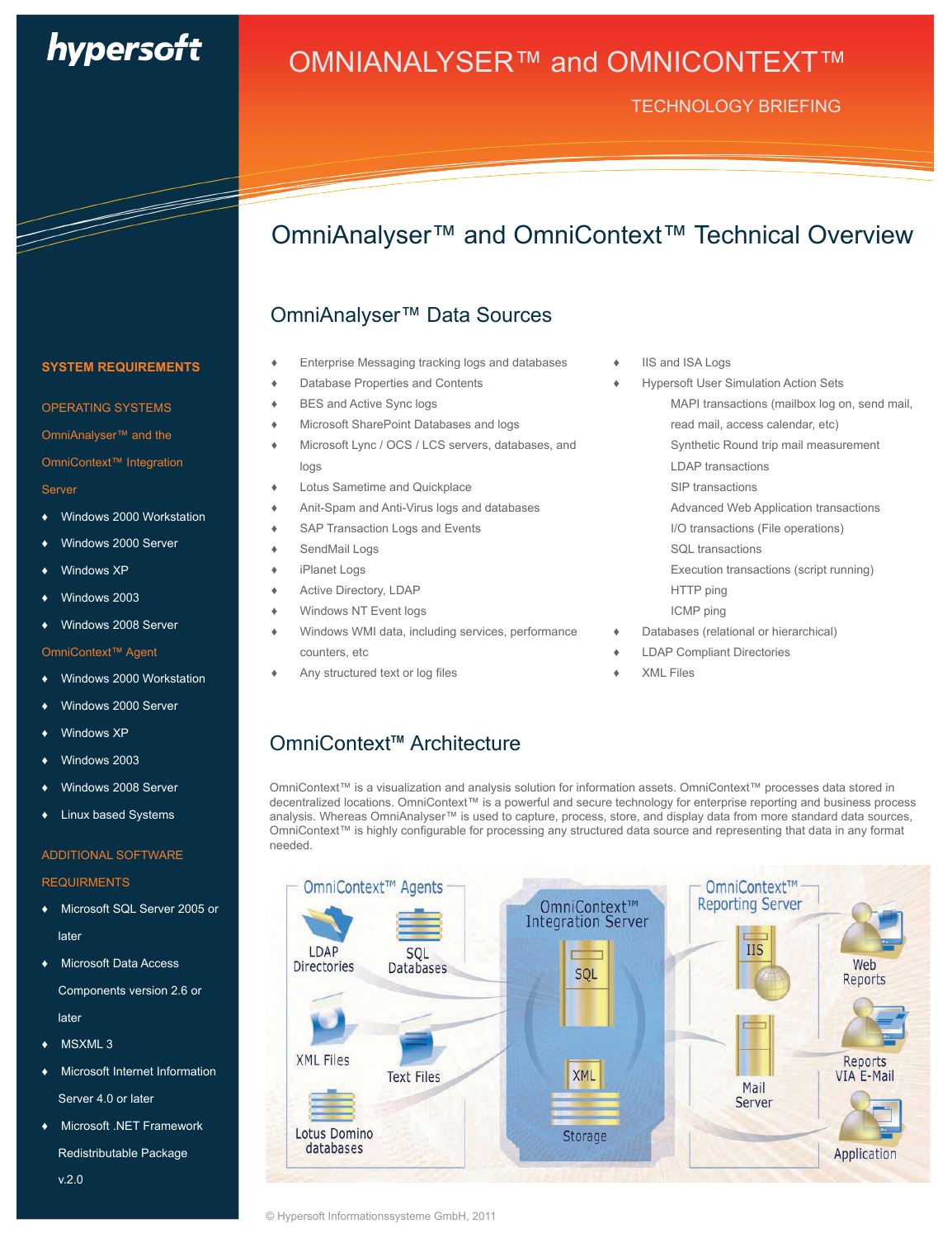# OMNIANALYSER™ and OMNICONTEXT™

TECHNOLOGY BRIEFING

## OmniAnalyser™ and OmniContext™ Technical Overview

### OmniAnalyser™ Data Sources

- Enterprise Messaging tracking logs and databases
- Database Properties and Contents
- BES and Active Sync logs
- Microsoft SharePoint Databases and logs
- Microsoft Lync / OCS / LCS servers, databases, and logs
- Lotus Sametime and Quickplace
- Anit-Spam and Anti-Virus logs and databases
- SAP Transaction Logs and Events
- SendMail Logs
- iPlanet Logs
- Active Directory, LDAP
- Windows NT Event logs
- Windows WMI data, including services, performance counters, etc
- Any structured text or log files
- IIS and ISA Logs
- Hypersoft User Simulation Action Sets
  - MAPI transactions (mailbox log on, send mail, read mail, access calendar, etc)
  - Synthetic Round trip mail measurement
  - LDAP transactions
  - SIP transactions
  - Advanced Web Application transactions
  - I/O transactions (File operations)
  - SQL transactions
  - Execution transactions (script running)
  - HTTP ping
  - ICMP ping
- Databases (relational or hierarchical)
- LDAP Compliant Directories
- XML Files

### OmniContext™ Architecture

OmniContext™ is a visualization and analysis solution for information assets. OmniContext™ processes data stored in decentralized locations. OmniContext™ is a powerful and secure technology for enterprise reporting and business process analysis. Whereas OmniAnalyser™ is used to capture, process, store, and display data from more standard data sources, OmniContext™ is highly configurable for processing any structured data source and representing that data in any format needed.

OmniContext™ Agents
LDAP Directories
SQL Databases
XML Files
Text Files
Lotus Domino databases

OmniContext™ Integration Server
SQL
XML
Storage

OmniContext™ Reporting Server
IIS
Mail Server
Web Reports
Reports VIA E-Mail
Application

### SYSTEM REQUIREMENTS

**OPERATING SYSTEMS**

OmniAnalyser™ and the OmniContext™ Integration Server

- Windows 2000 Workstation
- Windows 2000 Server
- Windows XP
- Windows 2003
- Windows 2008 Server

OmniContext™ Agent

- Windows 2000 Workstation
- Windows 2000 Server
- Windows XP
- Windows 2003
- Windows 2008 Server
- Linux based Systems

**ADDITIONAL SOFTWARE REQUIREMENTS**

- Microsoft SQL Server 2005 or later
- Microsoft Data Access Components version 2.6 or later
- MSXML 3
- Microsoft Internet Information Server 4.0 or later
- Microsoft .NET Framework Redistributable Package v.2.0

© Hypersoft Informationssysteme GmbH, 2011